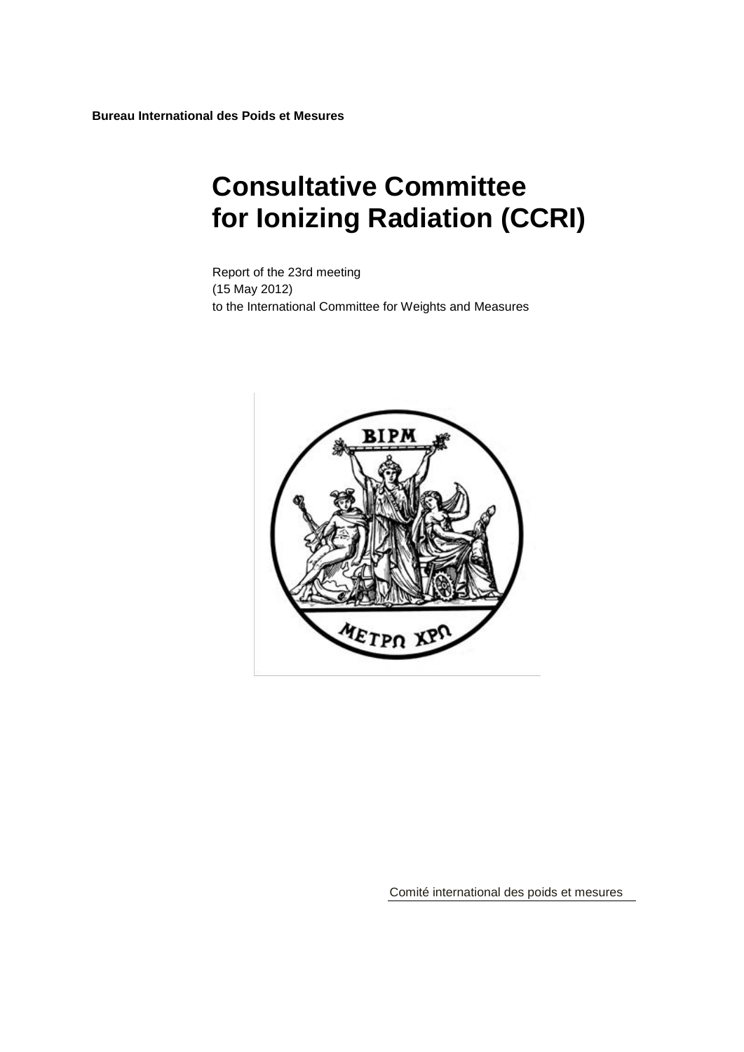**Bureau International des Poids et Mesures**

# Consultative Committee for Ionizing Radiation (CCRI)

Report of the 23rd meeting
(15 May 2012)
to the International Committee for Weights and Measures

Comité international des poids et mesures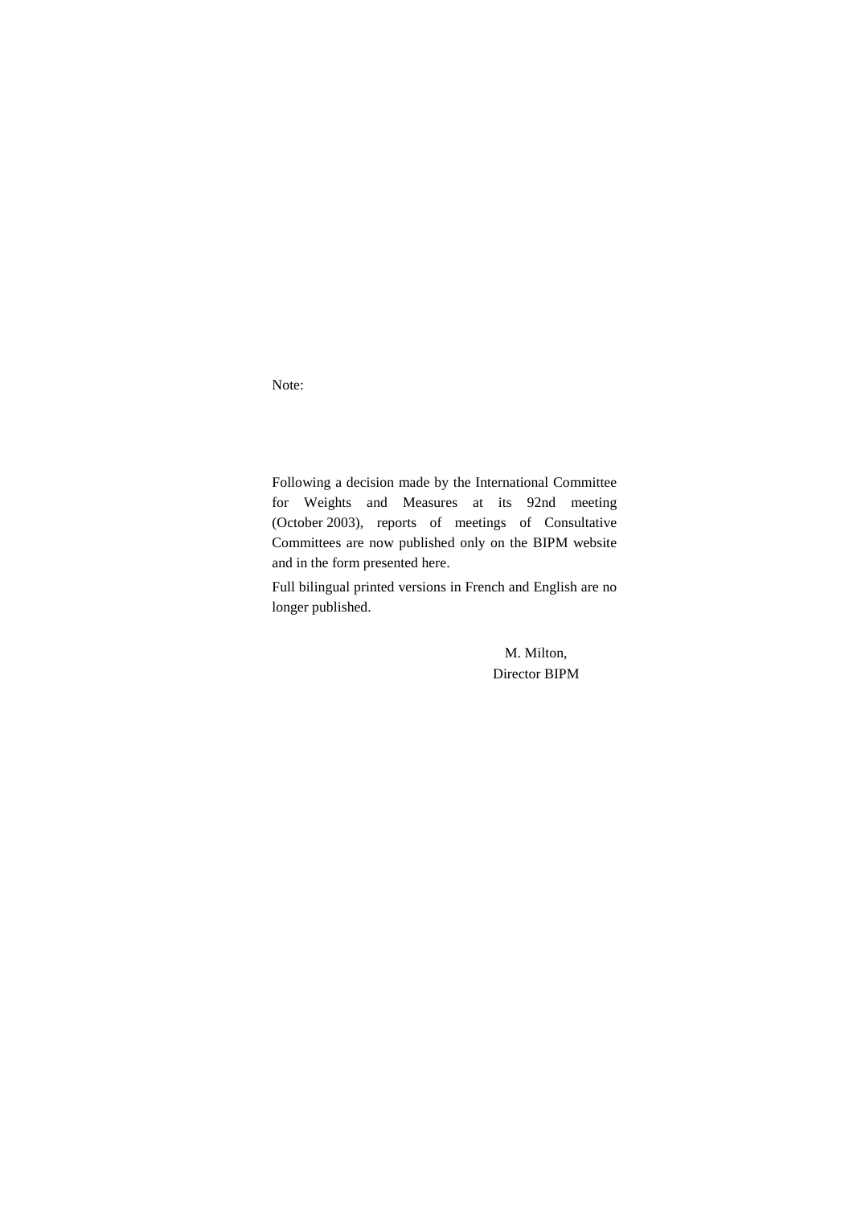Note:

Following a decision made by the International Committee for Weights and Measures at its 92nd meeting (October 2003), reports of meetings of Consultative Committees are now published only on the BIPM website and in the form presented here.

Full bilingual printed versions in French and English are no longer published.

M. Milton,  
Director BIPM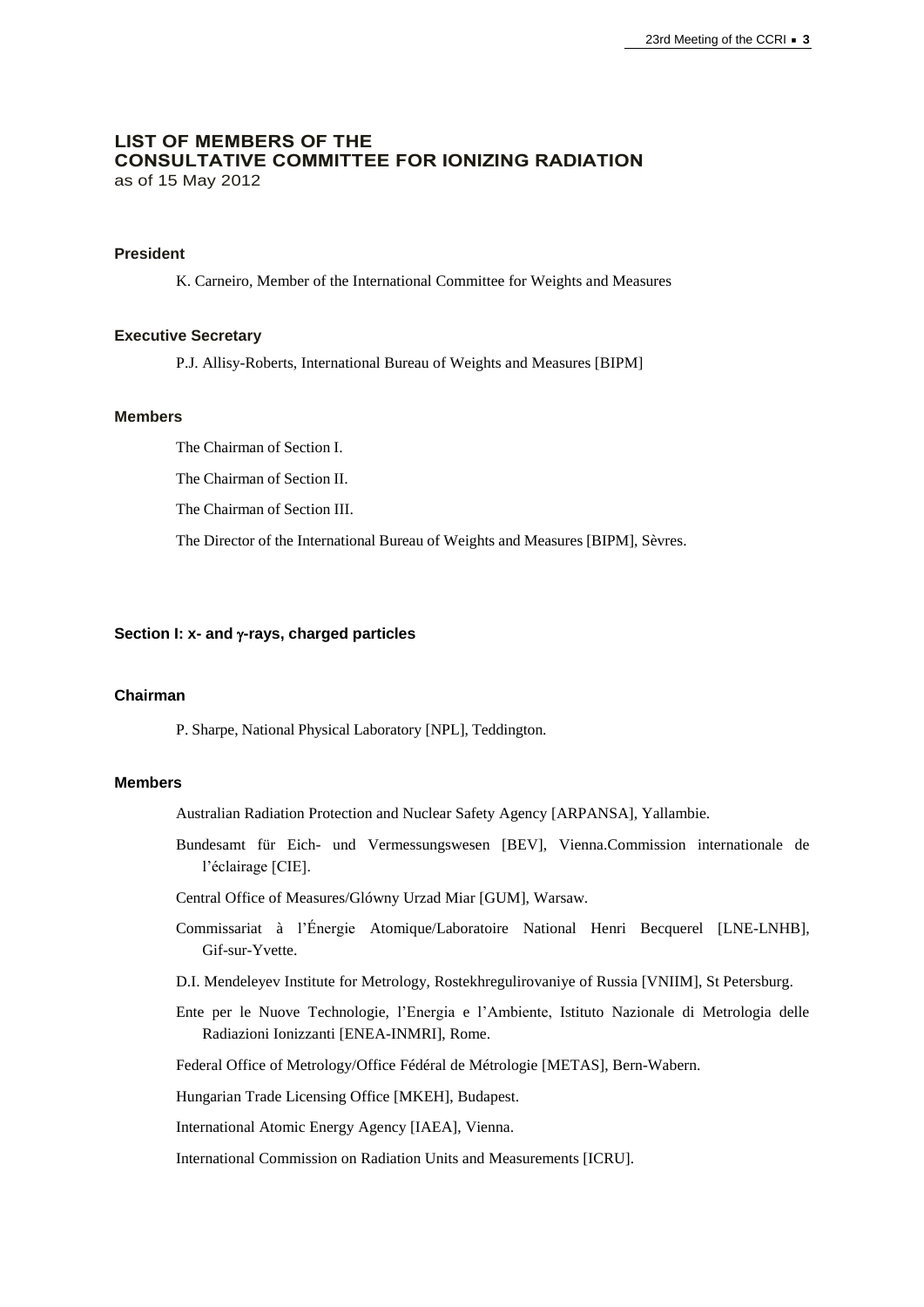# LIST OF MEMBERS OF THE CONSULTATIVE COMMITTEE FOR IONIZING RADIATION

as of 15 May 2012

### President

K. Carneiro, Member of the International Committee for Weights and Measures

### Executive Secretary

P.J. Allisy-Roberts, International Bureau of Weights and Measures [BIPM]

### Members

The Chairman of Section I.

The Chairman of Section II.

The Chairman of Section III.

The Director of the International Bureau of Weights and Measures [BIPM], Sèvres.

## Section I: x- and γ-rays, charged particles

### Chairman

P. Sharpe, National Physical Laboratory [NPL], Teddington.

### Members

Australian Radiation Protection and Nuclear Safety Agency [ARPANSA], Yallambie.

Bundesamt für Eich- und Vermessungswesen [BEV], Vienna.Commission internationale de l'éclairage [CIE].

Central Office of Measures/Glówny Urzad Miar [GUM], Warsaw.

Commissariat à l'Énergie Atomique/Laboratoire National Henri Becquerel [LNE-LNHB], Gif-sur-Yvette.

D.I. Mendeleyev Institute for Metrology, Rostekhregulirovaniye of Russia [VNIIM], St Petersburg.

Ente per le Nuove Technologie, l'Energia e l'Ambiente, Istituto Nazionale di Metrologia delle Radiazioni Ionizzanti [ENEA-INMRI], Rome.

Federal Office of Metrology/Office Fédéral de Métrologie [METAS], Bern-Wabern.

Hungarian Trade Licensing Office [MKEH], Budapest.

International Atomic Energy Agency [IAEA], Vienna.

International Commission on Radiation Units and Measurements [ICRU].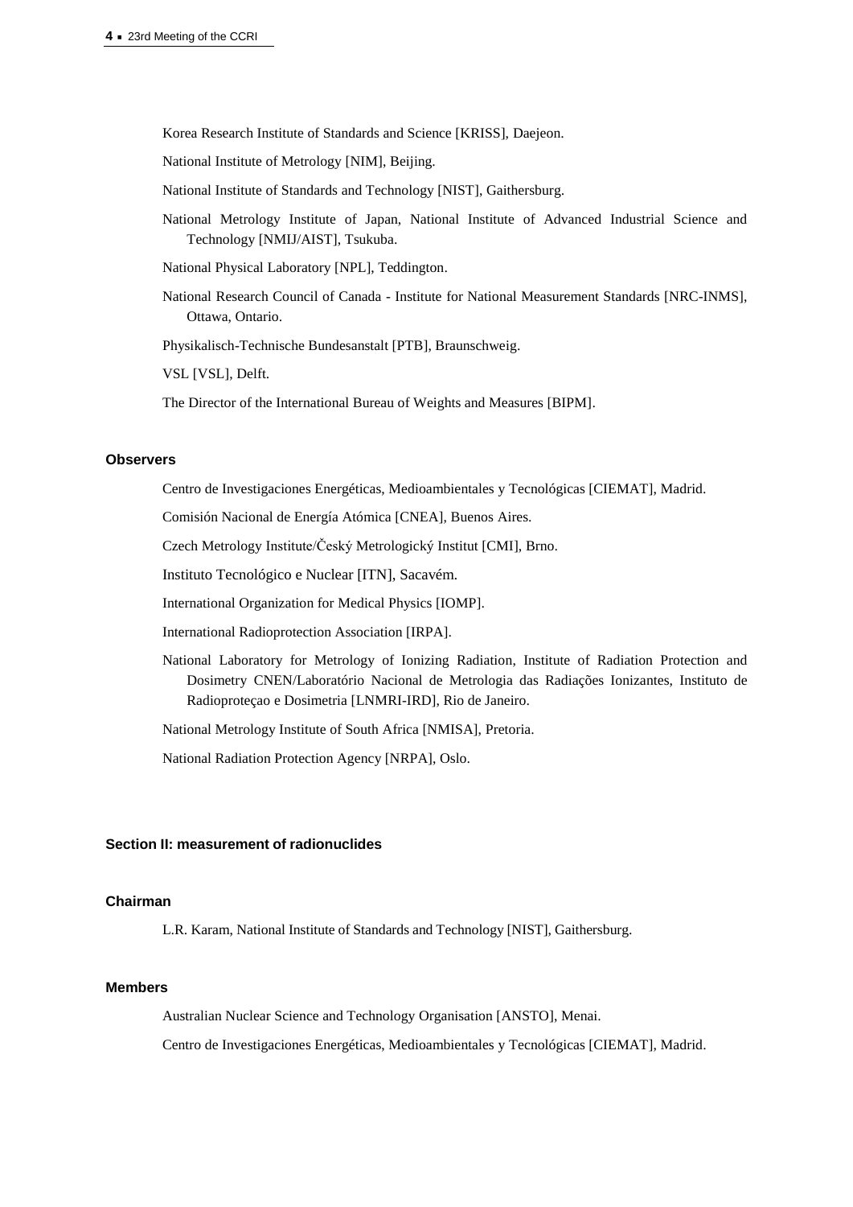Korea Research Institute of Standards and Science [KRISS], Daejeon.

National Institute of Metrology [NIM], Beijing.

National Institute of Standards and Technology [NIST], Gaithersburg.

National Metrology Institute of Japan, National Institute of Advanced Industrial Science and Technology [NMIJ/AIST], Tsukuba.

National Physical Laboratory [NPL], Teddington.

National Research Council of Canada - Institute for National Measurement Standards [NRC-INMS], Ottawa, Ontario.

Physikalisch-Technische Bundesanstalt [PTB], Braunschweig.

VSL [VSL], Delft.

The Director of the International Bureau of Weights and Measures [BIPM].

### Observers

Centro de Investigaciones Energéticas, Medioambientales y Tecnológicas [CIEMAT], Madrid.

Comisión Nacional de Energía Atómica [CNEA], Buenos Aires.

Czech Metrology Institute/Český Metrologický Institut [CMI], Brno.

Instituto Tecnológico e Nuclear [ITN], Sacavém.

International Organization for Medical Physics [IOMP].

International Radioprotection Association [IRPA].

National Laboratory for Metrology of Ionizing Radiation, Institute of Radiation Protection and Dosimetry CNEN/Laboratório Nacional de Metrologia das Radiações Ionizantes, Instituto de Radioproteçao e Dosimetria [LNMRI-IRD], Rio de Janeiro.

National Metrology Institute of South Africa [NMISA], Pretoria.

National Radiation Protection Agency [NRPA], Oslo.

## Section II: measurement of radionuclides

### Chairman

L.R. Karam, National Institute of Standards and Technology [NIST], Gaithersburg.

### Members

Australian Nuclear Science and Technology Organisation [ANSTO], Menai.

Centro de Investigaciones Energéticas, Medioambientales y Tecnológicas [CIEMAT], Madrid.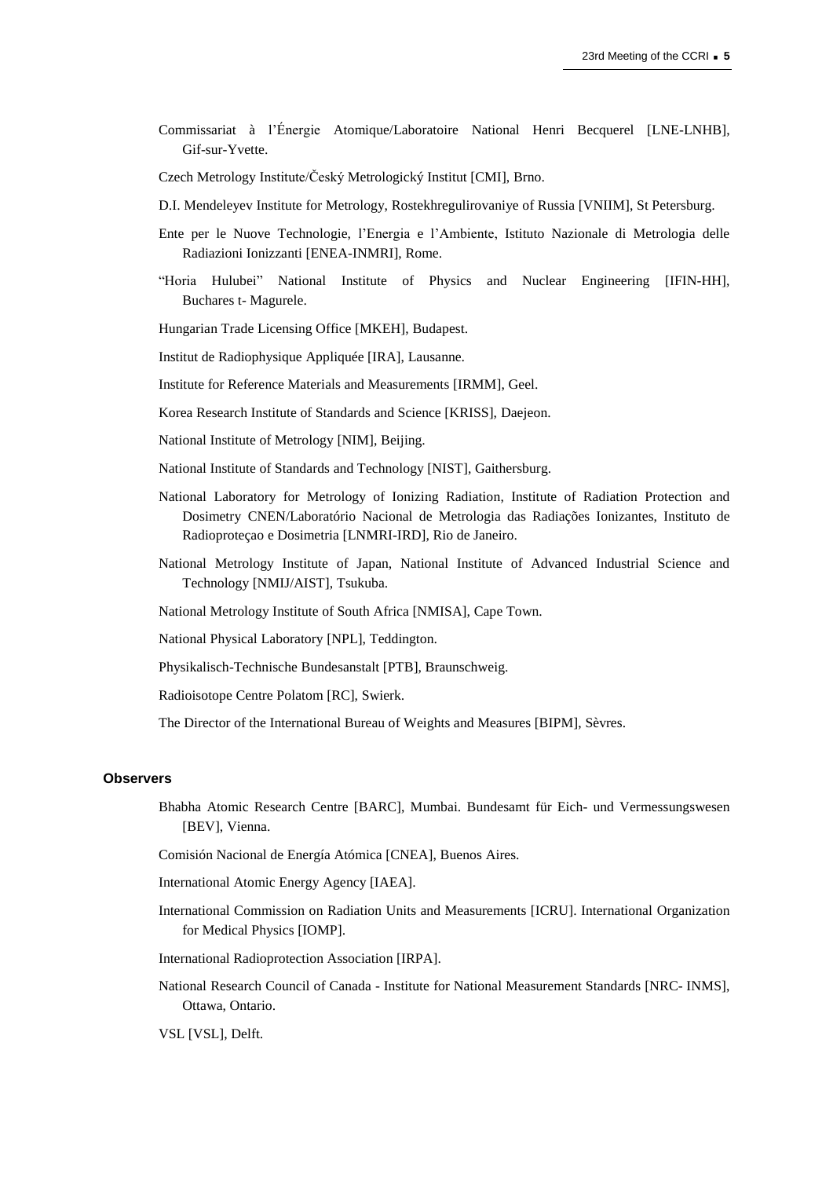Commissariat à l'Énergie Atomique/Laboratoire National Henri Becquerel [LNE-LNHB], Gif-sur-Yvette.

Czech Metrology Institute/Český Metrologický Institut [CMI], Brno.

D.I. Mendeleyev Institute for Metrology, Rostekhregulirovaniye of Russia [VNIIM], St Petersburg.

Ente per le Nuove Tecnologie, l'Energia e l'Ambiente, Istituto Nazionale di Metrologia delle Radiazioni Ionizzanti [ENEA-INMRI], Rome.

"Horia Hulubei" National Institute of Physics and Nuclear Engineering [IFIN-HH], Buchares t- Magurele.

Hungarian Trade Licensing Office [MKEH], Budapest.

Institut de Radiophysique Appliquée [IRA], Lausanne.

Institute for Reference Materials and Measurements [IRMM], Geel.

Korea Research Institute of Standards and Science [KRISS], Daejeon.

National Institute of Metrology [NIM], Beijing.

National Institute of Standards and Technology [NIST], Gaithersburg.

National Laboratory for Metrology of Ionizing Radiation, Institute of Radiation Protection and Dosimetry CNEN/Laboratório Nacional de Metrologia das Radiações Ionizantes, Instituto de Radioproteçao e Dosimetria [LNMRI-IRD], Rio de Janeiro.

National Metrology Institute of Japan, National Institute of Advanced Industrial Science and Technology [NMIJ/AIST], Tsukuba.

National Metrology Institute of South Africa [NMISA], Cape Town.

National Physical Laboratory [NPL], Teddington.

Physikalisch-Technische Bundesanstalt [PTB], Braunschweig.

Radioisotope Centre Polatom [RC], Swierk.

The Director of the International Bureau of Weights and Measures [BIPM], Sèvres.

#### Observers

Bhabha Atomic Research Centre [BARC], Mumbai. Bundesamt für Eich- und Vermessungswesen [BEV], Vienna.

Comisión Nacional de Energía Atómica [CNEA], Buenos Aires.

International Atomic Energy Agency [IAEA].

International Commission on Radiation Units and Measurements [ICRU]. International Organization for Medical Physics [IOMP].

International Radioprotection Association [IRPA].

National Research Council of Canada - Institute for National Measurement Standards [NRC- INMS], Ottawa, Ontario.

VSL [VSL], Delft.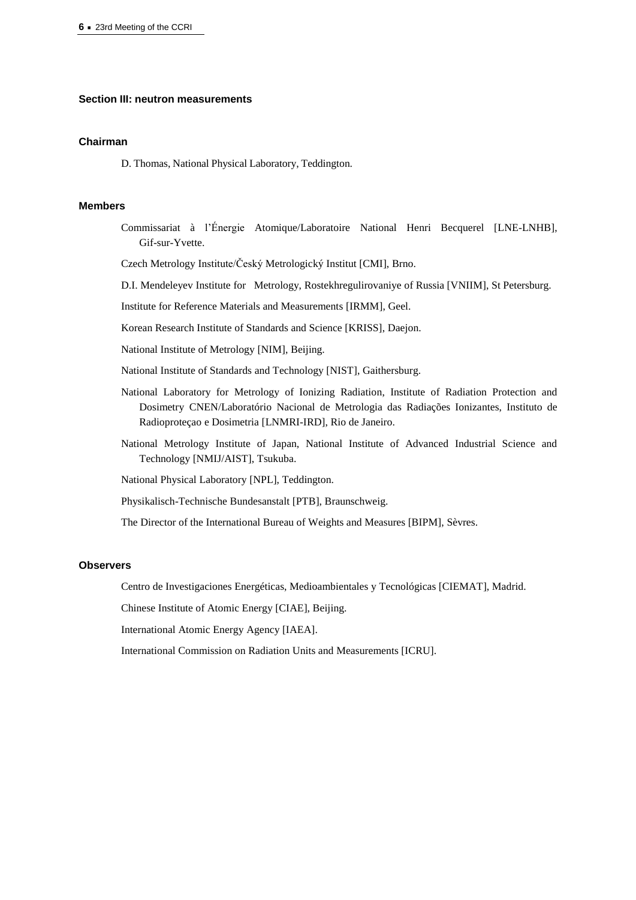## Section III: neutron measurements

### Chairman

D. Thomas, National Physical Laboratory, Teddington.

### Members

Commissariat à l'Énergie Atomique/Laboratoire National Henri Becquerel [LNE-LNHB], Gif-sur-Yvette.

Czech Metrology Institute/Český Metrologický Institut [CMI], Brno.

D.I. Mendeleyev Institute for Metrology, Rostekhregulirovaniye of Russia [VNIIM], St Petersburg.

Institute for Reference Materials and Measurements [IRMM], Geel.

Korean Research Institute of Standards and Science [KRISS], Daejon.

National Institute of Metrology [NIM], Beijing.

National Institute of Standards and Technology [NIST], Gaithersburg.

National Laboratory for Metrology of Ionizing Radiation, Institute of Radiation Protection and Dosimetry CNEN/Laboratório Nacional de Metrologia das Radiações Ionizantes, Instituto de Radioproteçao e Dosimetria [LNMRI-IRD], Rio de Janeiro.

National Metrology Institute of Japan, National Institute of Advanced Industrial Science and Technology [NMIJ/AIST], Tsukuba.

National Physical Laboratory [NPL], Teddington.

Physikalisch-Technische Bundesanstalt [PTB], Braunschweig.

The Director of the International Bureau of Weights and Measures [BIPM], Sèvres.

### Observers

Centro de Investigaciones Energéticas, Medioambientales y Tecnológicas [CIEMAT], Madrid.

Chinese Institute of Atomic Energy [CIAE], Beijing.

International Atomic Energy Agency [IAEA].

International Commission on Radiation Units and Measurements [ICRU].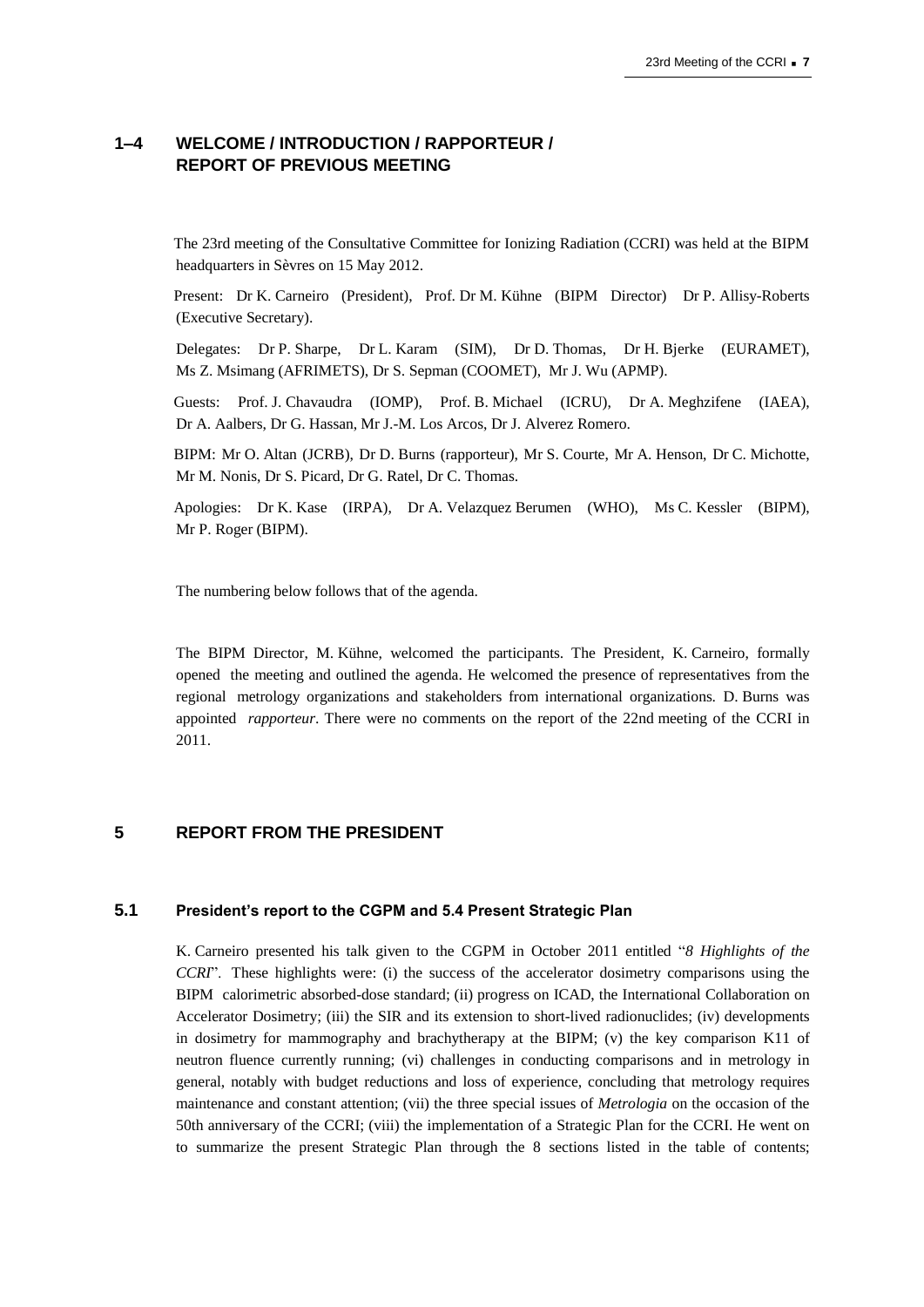## 1–4 WELCOME / INTRODUCTION / RAPPORTEUR / REPORT OF PREVIOUS MEETING

The 23rd meeting of the Consultative Committee for Ionizing Radiation (CCRI) was held at the BIPM headquarters in Sèvres on 15 May 2012.

Present: Dr K. Carneiro (President), Prof. Dr M. Kühne (BIPM Director) Dr P. Allisy-Roberts (Executive Secretary).

Delegates: Dr P. Sharpe, Dr L. Karam (SIM), Dr D. Thomas, Dr H. Bjerke (EURAMET), Ms Z. Msimang (AFRIMETS), Dr S. Sepman (COOMET), Mr J. Wu (APMP).

Guests: Prof. J. Chavaudra (IOMP), Prof. B. Michael (ICRU), Dr A. Meghzifene (IAEA), Dr A. Aalbers, Dr G. Hassan, Mr J.-M. Los Arcos, Dr J. Alverez Romero.

BIPM: Mr O. Altan (JCRB), Dr D. Burns (rapporteur), Mr S. Courte, Mr A. Henson, Dr C. Michotte, Mr M. Nonis, Dr S. Picard, Dr G. Ratel, Dr C. Thomas.

Apologies: Dr K. Kase (IRPA), Dr A. Velazquez Berumen (WHO), Ms C. Kessler (BIPM), Mr P. Roger (BIPM).

The numbering below follows that of the agenda.

The BIPM Director, M. Kühne, welcomed the participants. The President, K. Carneiro, formally opened the meeting and outlined the agenda. He welcomed the presence of representatives from the regional metrology organizations and stakeholders from international organizations. D. Burns was appointed *rapporteur*. There were no comments on the report of the 22nd meeting of the CCRI in 2011.

## 5 REPORT FROM THE PRESIDENT

### 5.1 President's report to the CGPM and 5.4 Present Strategic Plan

K. Carneiro presented his talk given to the CGPM in October 2011 entitled "*8 Highlights of the CCRI*". These highlights were: (i) the success of the accelerator dosimetry comparisons using the BIPM calorimetric absorbed-dose standard; (ii) progress on ICAD, the International Collaboration on Accelerator Dosimetry; (iii) the SIR and its extension to short-lived radionuclides; (iv) developments in dosimetry for mammography and brachytherapy at the BIPM; (v) the key comparison K11 of neutron fluence currently running; (vi) challenges in conducting comparisons and in metrology in general, notably with budget reductions and loss of experience, concluding that metrology requires maintenance and constant attention; (vii) the three special issues of *Metrologia* on the occasion of the 50th anniversary of the CCRI; (viii) the implementation of a Strategic Plan for the CCRI. He went on to summarize the present Strategic Plan through the 8 sections listed in the table of contents;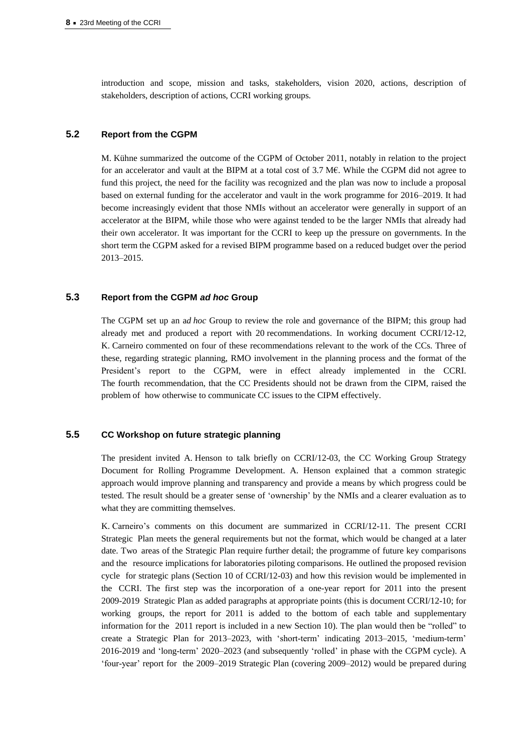introduction and scope, mission and tasks, stakeholders, vision 2020, actions, description of stakeholders, description of actions, CCRI working groups.

## 5.2 Report from the CGPM

M. Kühne summarized the outcome of the CGPM of October 2011, notably in relation to the project for an accelerator and vault at the BIPM at a total cost of 3.7 M€. While the CGPM did not agree to fund this project, the need for the facility was recognized and the plan was now to include a proposal based on external funding for the accelerator and vault in the work programme for 2016–2019. It had become increasingly evident that those NMIs without an accelerator were generally in support of an accelerator at the BIPM, while those who were against tended to be the larger NMIs that already had their own accelerator. It was important for the CCRI to keep up the pressure on governments. In the short term the CGPM asked for a revised BIPM programme based on a reduced budget over the period 2013–2015.

## 5.3 Report from the CGPM *ad hoc* Group

The CGPM set up an a*d hoc* Group to review the role and governance of the BIPM; this group had already met and produced a report with 20 recommendations. In working document CCRI/12-12, K. Carneiro commented on four of these recommendations relevant to the work of the CCs. Three of these, regarding strategic planning, RMO involvement in the planning process and the format of the President's report to the CGPM, were in effect already implemented in the CCRI. The fourth recommendation, that the CC Presidents should not be drawn from the CIPM, raised the problem of how otherwise to communicate CC issues to the CIPM effectively.

## 5.5 CC Workshop on future strategic planning

The president invited A. Henson to talk briefly on CCRI/12-03, the CC Working Group Strategy Document for Rolling Programme Development. A. Henson explained that a common strategic approach would improve planning and transparency and provide a means by which progress could be tested. The result should be a greater sense of 'ownership' by the NMIs and a clearer evaluation as to what they are committing themselves.

K. Carneiro's comments on this document are summarized in CCRI/12-11. The present CCRI Strategic Plan meets the general requirements but not the format, which would be changed at a later date. Two areas of the Strategic Plan require further detail; the programme of future key comparisons and the resource implications for laboratories piloting comparisons. He outlined the proposed revision cycle for strategic plans (Section 10 of CCRI/12-03) and how this revision would be implemented in the CCRI. The first step was the incorporation of a one-year report for 2011 into the present 2009-2019 Strategic Plan as added paragraphs at appropriate points (this is document CCRI/12-10; for working groups, the report for 2011 is added to the bottom of each table and supplementary information for the 2011 report is included in a new Section 10). The plan would then be "rolled" to create a Strategic Plan for 2013–2023, with 'short-term' indicating 2013–2015, 'medium-term' 2016-2019 and 'long-term' 2020–2023 (and subsequently 'rolled' in phase with the CGPM cycle). A 'four-year' report for the 2009–2019 Strategic Plan (covering 2009–2012) would be prepared during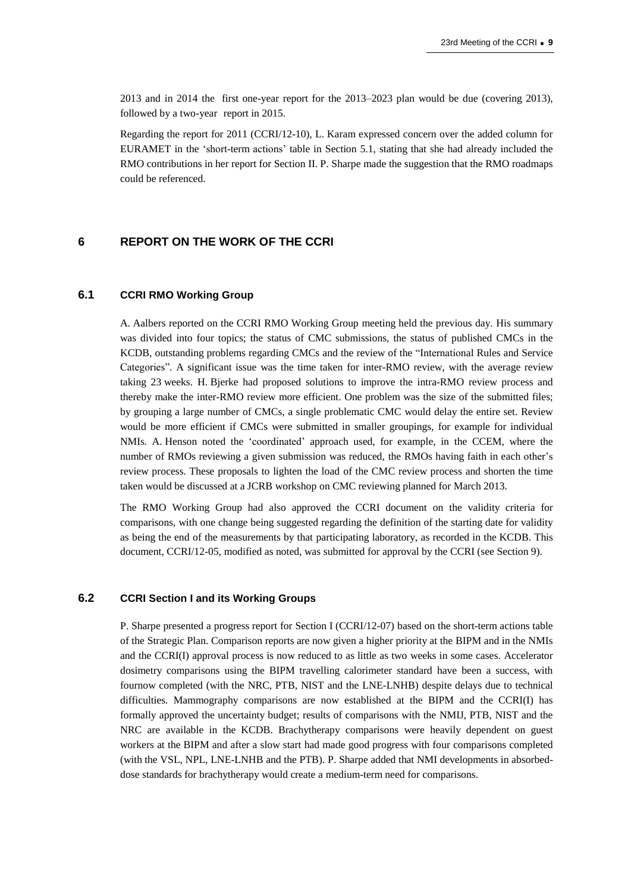2013 and in 2014 the first one-year report for the 2013–2023 plan would be due (covering 2013), followed by a two-year report in 2015.

Regarding the report for 2011 (CCRI/12-10), L. Karam expressed concern over the added column for EURAMET in the 'short-term actions' table in Section 5.1, stating that she had already included the RMO contributions in her report for Section II. P. Sharpe made the suggestion that the RMO roadmaps could be referenced.

## 6 REPORT ON THE WORK OF THE CCRI

### 6.1 CCRI RMO Working Group

A. Aalbers reported on the CCRI RMO Working Group meeting held the previous day. His summary was divided into four topics; the status of CMC submissions, the status of published CMCs in the KCDB, outstanding problems regarding CMCs and the review of the "International Rules and Service Categories". A significant issue was the time taken for inter-RMO review, with the average review taking 23 weeks. H. Bjerke had proposed solutions to improve the intra-RMO review process and thereby make the inter-RMO review more efficient. One problem was the size of the submitted files; by grouping a large number of CMCs, a single problematic CMC would delay the entire set. Review would be more efficient if CMCs were submitted in smaller groupings, for example for individual NMIs. A. Henson noted the 'coordinated' approach used, for example, in the CCEM, where the number of RMOs reviewing a given submission was reduced, the RMOs having faith in each other's review process. These proposals to lighten the load of the CMC review process and shorten the time taken would be discussed at a JCRB workshop on CMC reviewing planned for March 2013.

The RMO Working Group had also approved the CCRI document on the validity criteria for comparisons, with one change being suggested regarding the definition of the starting date for validity as being the end of the measurements by that participating laboratory, as recorded in the KCDB. This document, CCRI/12-05, modified as noted, was submitted for approval by the CCRI (see Section 9).

### 6.2 CCRI Section I and its Working Groups

P. Sharpe presented a progress report for Section I (CCRI/12-07) based on the short-term actions table of the Strategic Plan. Comparison reports are now given a higher priority at the BIPM and in the NMIs and the CCRI(I) approval process is now reduced to as little as two weeks in some cases. Accelerator dosimetry comparisons using the BIPM travelling calorimeter standard have been a success, with fournow completed (with the NRC, PTB, NIST and the LNE-LNHB) despite delays due to technical difficulties. Mammography comparisons are now established at the BIPM and the CCRI(I) has formally approved the uncertainty budget; results of comparisons with the NMIJ, PTB, NIST and the NRC are available in the KCDB. Brachytherapy comparisons were heavily dependent on guest workers at the BIPM and after a slow start had made good progress with four comparisons completed (with the VSL, NPL, LNE-LNHB and the PTB). P. Sharpe added that NMI developments in absorbed-dose standards for brachytherapy would create a medium-term need for comparisons.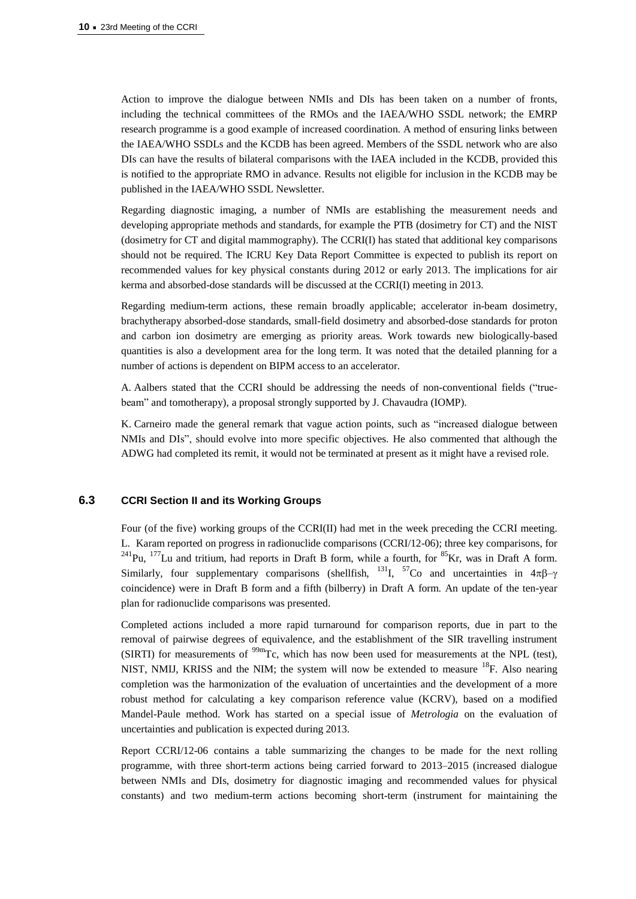Action to improve the dialogue between NMIs and DIs has been taken on a number of fronts, including the technical committees of the RMOs and the IAEA/WHO SSDL network; the EMRP research programme is a good example of increased coordination. A method of ensuring links between the IAEA/WHO SSDLs and the KCDB has been agreed. Members of the SSDL network who are also DIs can have the results of bilateral comparisons with the IAEA included in the KCDB, provided this is notified to the appropriate RMO in advance. Results not eligible for inclusion in the KCDB may be published in the IAEA/WHO SSDL Newsletter.

Regarding diagnostic imaging, a number of NMIs are establishing the measurement needs and developing appropriate methods and standards, for example the PTB (dosimetry for CT) and the NIST (dosimetry for CT and digital mammography). The CCRI(I) has stated that additional key comparisons should not be required. The ICRU Key Data Report Committee is expected to publish its report on recommended values for key physical constants during 2012 or early 2013. The implications for air kerma and absorbed-dose standards will be discussed at the CCRI(I) meeting in 2013.

Regarding medium-term actions, these remain broadly applicable; accelerator in-beam dosimetry, brachytherapy absorbed-dose standards, small-field dosimetry and absorbed-dose standards for proton and carbon ion dosimetry are emerging as priority areas. Work towards new biologically-based quantities is also a development area for the long term. It was noted that the detailed planning for a number of actions is dependent on BIPM access to an accelerator.

A. Aalbers stated that the CCRI should be addressing the needs of non-conventional fields ("true-beam" and tomotherapy), a proposal strongly supported by J. Chavaudra (IOMP).

K. Carneiro made the general remark that vague action points, such as "increased dialogue between NMIs and DIs", should evolve into more specific objectives. He also commented that although the ADWG had completed its remit, it would not be terminated at present as it might have a revised role.

## 6.3 CCRI Section II and its Working Groups

Four (of the five) working groups of the CCRI(II) had met in the week preceding the CCRI meeting. L. Karam reported on progress in radionuclide comparisons (CCRI/12-06); three key comparisons, for $^{241}$Pu, $^{177}$Lu and tritium, had reports in Draft B form, while a fourth, for $^{85}$Kr, was in Draft A form. Similarly, four supplementary comparisons (shellfish, $^{131}$I, $^{57}$Co and uncertainties in $4\pi\beta$–$\gamma$ coincidence) were in Draft B form and a fifth (bilberry) in Draft A form. An update of the ten-year plan for radionuclide comparisons was presented.

Completed actions included a more rapid turnaround for comparison reports, due in part to the removal of pairwise degrees of equivalence, and the establishment of the SIR travelling instrument (SIRTI) for measurements of $^{99m}$Tc, which has now been used for measurements at the NPL (test), NIST, NMIJ, KRISS and the NIM; the system will now be extended to measure $^{18}$F. Also nearing completion was the harmonization of the evaluation of uncertainties and the development of a more robust method for calculating a key comparison reference value (KCRV), based on a modified Mandel-Paule method. Work has started on a special issue of *Metrologia* on the evaluation of uncertainties and publication is expected during 2013.

Report CCRI/12-06 contains a table summarizing the changes to be made for the next rolling programme, with three short-term actions being carried forward to 2013–2015 (increased dialogue between NMIs and DIs, dosimetry for diagnostic imaging and recommended values for physical constants) and two medium-term actions becoming short-term (instrument for maintaining the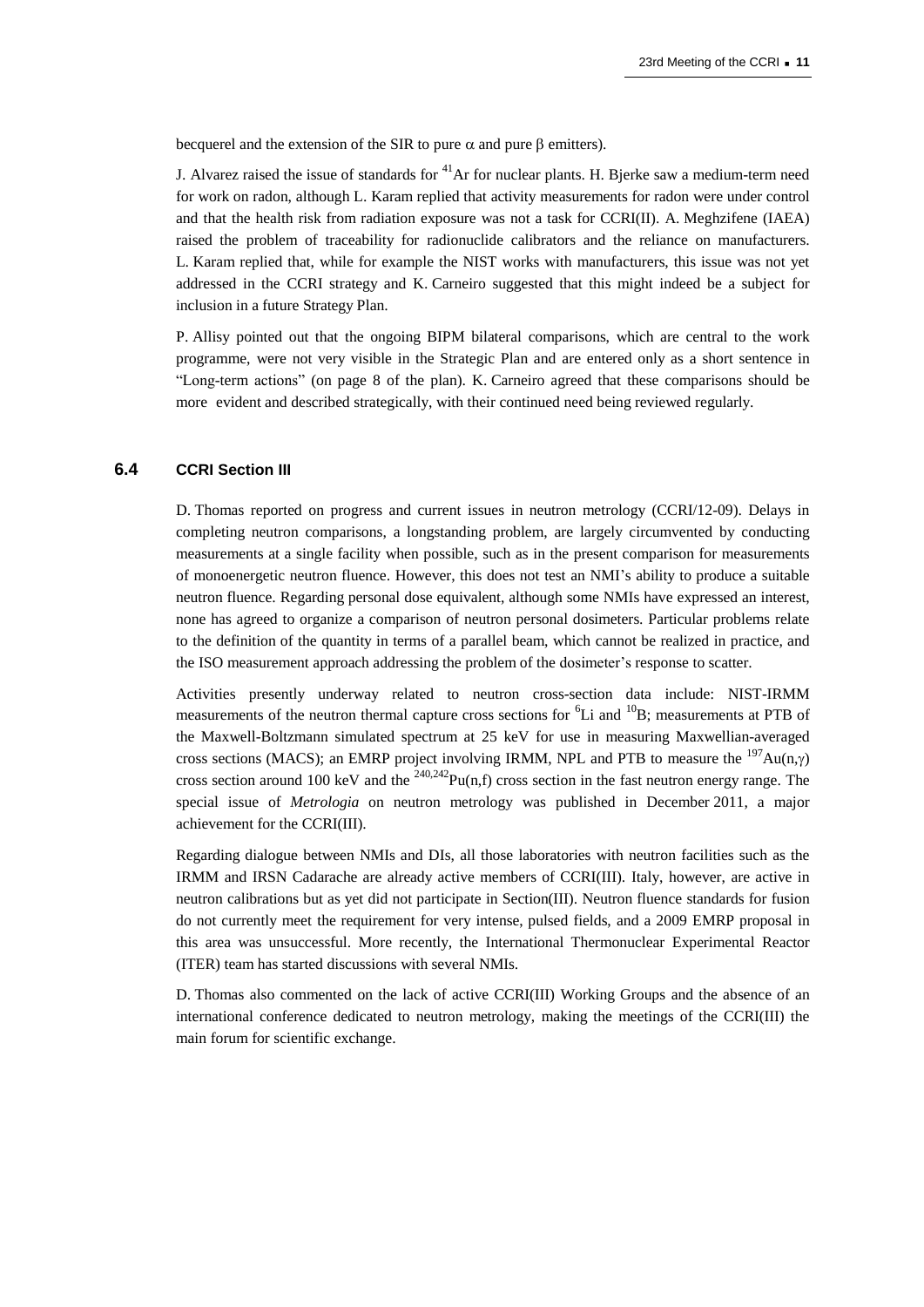becquerel and the extension of the SIR to pure $\alpha$ and pure $\beta$ emitters).

J. Alvarez raised the issue of standards for $^{41}$Ar for nuclear plants. H. Bjerke saw a medium-term need for work on radon, although L. Karam replied that activity measurements for radon were under control and that the health risk from radiation exposure was not a task for CCRI(II). A. Meghzifene (IAEA) raised the problem of traceability for radionuclide calibrators and the reliance on manufacturers. L. Karam replied that, while for example the NIST works with manufacturers, this issue was not yet addressed in the CCRI strategy and K. Carneiro suggested that this might indeed be a subject for inclusion in a future Strategy Plan.

P. Allisy pointed out that the ongoing BIPM bilateral comparisons, which are central to the work programme, were not very visible in the Strategic Plan and are entered only as a short sentence in "Long-term actions" (on page 8 of the plan). K. Carneiro agreed that these comparisons should be more evident and described strategically, with their continued need being reviewed regularly.

### 6.4 CCRI Section III

D. Thomas reported on progress and current issues in neutron metrology (CCRI/12-09). Delays in completing neutron comparisons, a longstanding problem, are largely circumvented by conducting measurements at a single facility when possible, such as in the present comparison for measurements of monoenergetic neutron fluence. However, this does not test an NMI's ability to produce a suitable neutron fluence. Regarding personal dose equivalent, although some NMIs have expressed an interest, none has agreed to organize a comparison of neutron personal dosimeters. Particular problems relate to the definition of the quantity in terms of a parallel beam, which cannot be realized in practice, and the ISO measurement approach addressing the problem of the dosimeter's response to scatter.

Activities presently underway related to neutron cross-section data include: NIST-IRMM measurements of the neutron thermal capture cross sections for $^{6}$Li and $^{10}$B; measurements at PTB of the Maxwell-Boltzmann simulated spectrum at 25 keV for use in measuring Maxwellian-averaged cross sections (MACS); an EMRP project involving IRMM, NPL and PTB to measure the $^{197}$Au(n,$\gamma$) cross section around 100 keV and the $^{240,242}$Pu(n,f) cross section in the fast neutron energy range. The special issue of *Metrologia* on neutron metrology was published in December 2011, a major achievement for the CCRI(III).

Regarding dialogue between NMIs and DIs, all those laboratories with neutron facilities such as the IRMM and IRSN Cadarache are already active members of CCRI(III). Italy, however, are active in neutron calibrations but as yet did not participate in Section(III). Neutron fluence standards for fusion do not currently meet the requirement for very intense, pulsed fields, and a 2009 EMRP proposal in this area was unsuccessful. More recently, the International Thermonuclear Experimental Reactor (ITER) team has started discussions with several NMIs.

D. Thomas also commented on the lack of active CCRI(III) Working Groups and the absence of an international conference dedicated to neutron metrology, making the meetings of the CCRI(III) the main forum for scientific exchange.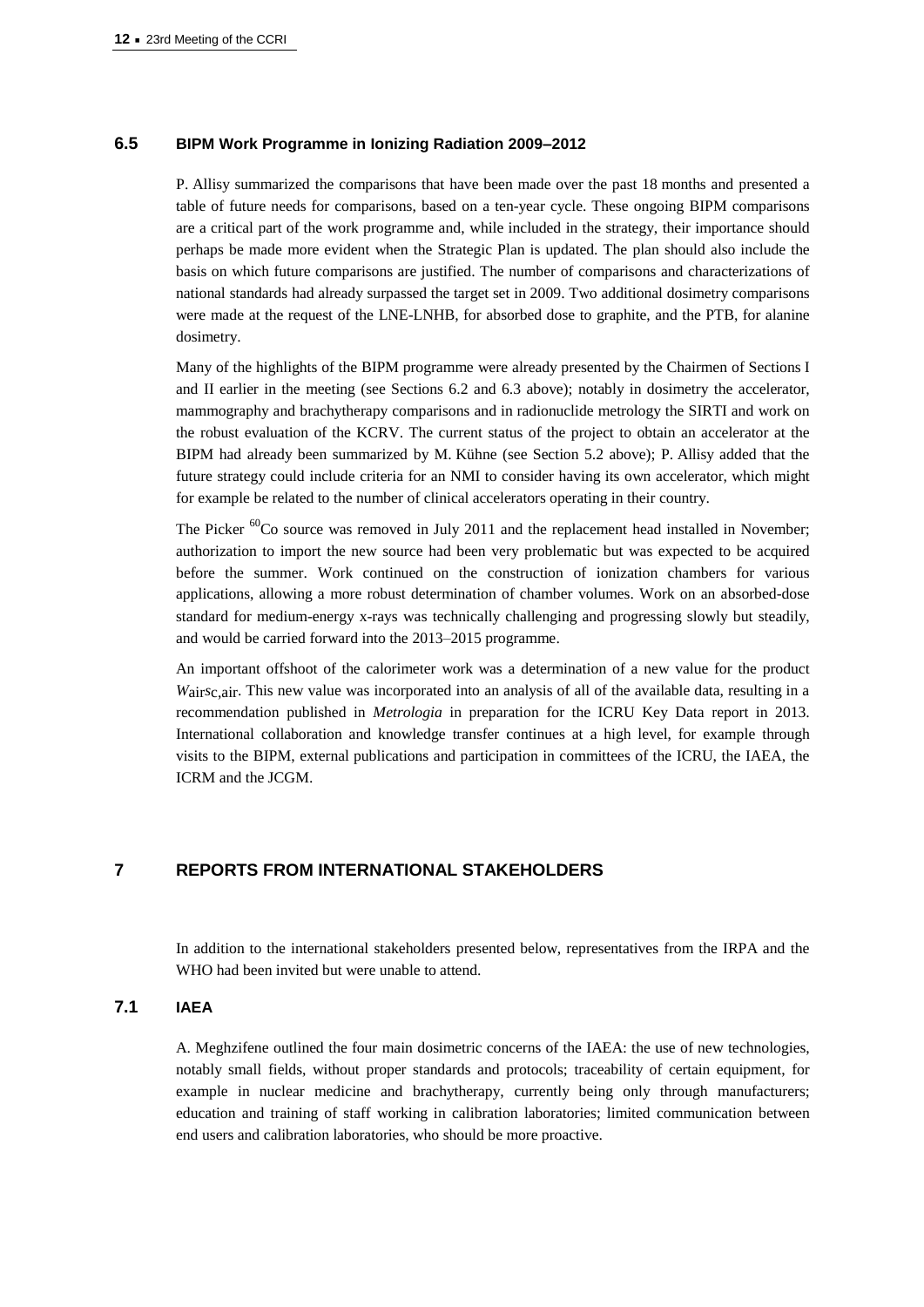### 6.5 BIPM Work Programme in Ionizing Radiation 2009–2012

P. Allisy summarized the comparisons that have been made over the past 18 months and presented a table of future needs for comparisons, based on a ten-year cycle. These ongoing BIPM comparisons are a critical part of the work programme and, while included in the strategy, their importance should perhaps be made more evident when the Strategic Plan is updated. The plan should also include the basis on which future comparisons are justified. The number of comparisons and characterizations of national standards had already surpassed the target set in 2009. Two additional dosimetry comparisons were made at the request of the LNE-LNHB, for absorbed dose to graphite, and the PTB, for alanine dosimetry.

Many of the highlights of the BIPM programme were already presented by the Chairmen of Sections I and II earlier in the meeting (see Sections 6.2 and 6.3 above); notably in dosimetry the accelerator, mammography and brachytherapy comparisons and in radionuclide metrology the SIRTI and work on the robust evaluation of the KCRV. The current status of the project to obtain an accelerator at the BIPM had already been summarized by M. Kühne (see Section 5.2 above); P. Allisy added that the future strategy could include criteria for an NMI to consider having its own accelerator, which might for example be related to the number of clinical accelerators operating in their country.

The Picker $^{60}$Co source was removed in July 2011 and the replacement head installed in November; authorization to import the new source had been very problematic but was expected to be acquired before the summer. Work continued on the construction of ionization chambers for various applications, allowing a more robust determination of chamber volumes. Work on an absorbed-dose standard for medium-energy x-rays was technically challenging and progressing slowly but steadily, and would be carried forward into the 2013–2015 programme.

An important offshoot of the calorimeter work was a determination of a new value for the product $W_{\text{air}}s_{\text{c,air}}$. This new value was incorporated into an analysis of all of the available data, resulting in a recommendation published in *Metrologia* in preparation for the ICRU Key Data report in 2013. International collaboration and knowledge transfer continues at a high level, for example through visits to the BIPM, external publications and participation in committees of the ICRU, the IAEA, the ICRM and the JCGM.

## 7 REPORTS FROM INTERNATIONAL STAKEHOLDERS

In addition to the international stakeholders presented below, representatives from the IRPA and the WHO had been invited but were unable to attend.

### 7.1 IAEA

A. Meghzifene outlined the four main dosimetric concerns of the IAEA: the use of new technologies, notably small fields, without proper standards and protocols; traceability of certain equipment, for example in nuclear medicine and brachytherapy, currently being only through manufacturers; education and training of staff working in calibration laboratories; limited communication between end users and calibration laboratories, who should be more proactive.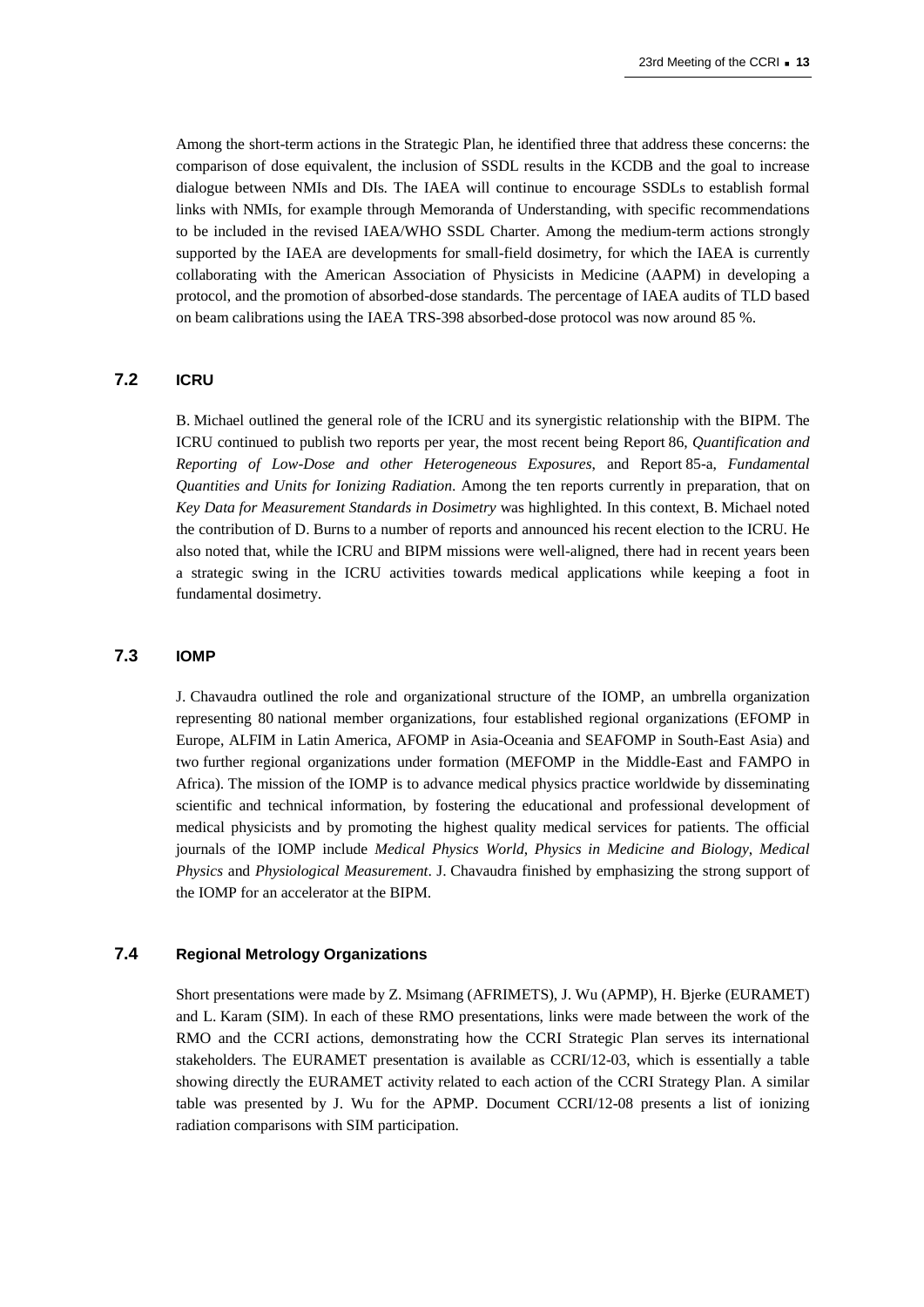Among the short-term actions in the Strategic Plan, he identified three that address these concerns: the comparison of dose equivalent, the inclusion of SSDL results in the KCDB and the goal to increase dialogue between NMIs and DIs. The IAEA will continue to encourage SSDLs to establish formal links with NMIs, for example through Memoranda of Understanding, with specific recommendations to be included in the revised IAEA/WHO SSDL Charter. Among the medium-term actions strongly supported by the IAEA are developments for small-field dosimetry, for which the IAEA is currently collaborating with the American Association of Physicists in Medicine (AAPM) in developing a protocol, and the promotion of absorbed-dose standards. The percentage of IAEA audits of TLD based on beam calibrations using the IAEA TRS-398 absorbed-dose protocol was now around 85 %.

### 7.2 ICRU

B. Michael outlined the general role of the ICRU and its synergistic relationship with the BIPM. The ICRU continued to publish two reports per year, the most recent being Report 86, *Quantification and Reporting of Low-Dose and other Heterogeneous Exposures*, and Report 85-a, *Fundamental Quantities and Units for Ionizing Radiation*. Among the ten reports currently in preparation, that on *Key Data for Measurement Standards in Dosimetry* was highlighted. In this context, B. Michael noted the contribution of D. Burns to a number of reports and announced his recent election to the ICRU. He also noted that, while the ICRU and BIPM missions were well-aligned, there had in recent years been a strategic swing in the ICRU activities towards medical applications while keeping a foot in fundamental dosimetry.

### 7.3 IOMP

J. Chavaudra outlined the role and organizational structure of the IOMP, an umbrella organization representing 80 national member organizations, four established regional organizations (EFOMP in Europe, ALFIM in Latin America, AFOMP in Asia-Oceania and SEAFOMP in South-East Asia) and two further regional organizations under formation (MEFOMP in the Middle-East and FAMPO in Africa). The mission of the IOMP is to advance medical physics practice worldwide by disseminating scientific and technical information, by fostering the educational and professional development of medical physicists and by promoting the highest quality medical services for patients. The official journals of the IOMP include *Medical Physics World*, *Physics in Medicine and Biology*, *Medical Physics* and *Physiological Measurement*. J. Chavaudra finished by emphasizing the strong support of the IOMP for an accelerator at the BIPM.

### 7.4 Regional Metrology Organizations

Short presentations were made by Z. Msimang (AFRIMETS), J. Wu (APMP), H. Bjerke (EURAMET) and L. Karam (SIM). In each of these RMO presentations, links were made between the work of the RMO and the CCRI actions, demonstrating how the CCRI Strategic Plan serves its international stakeholders. The EURAMET presentation is available as CCRI/12-03, which is essentially a table showing directly the EURAMET activity related to each action of the CCRI Strategy Plan. A similar table was presented by J. Wu for the APMP. Document CCRI/12-08 presents a list of ionizing radiation comparisons with SIM participation.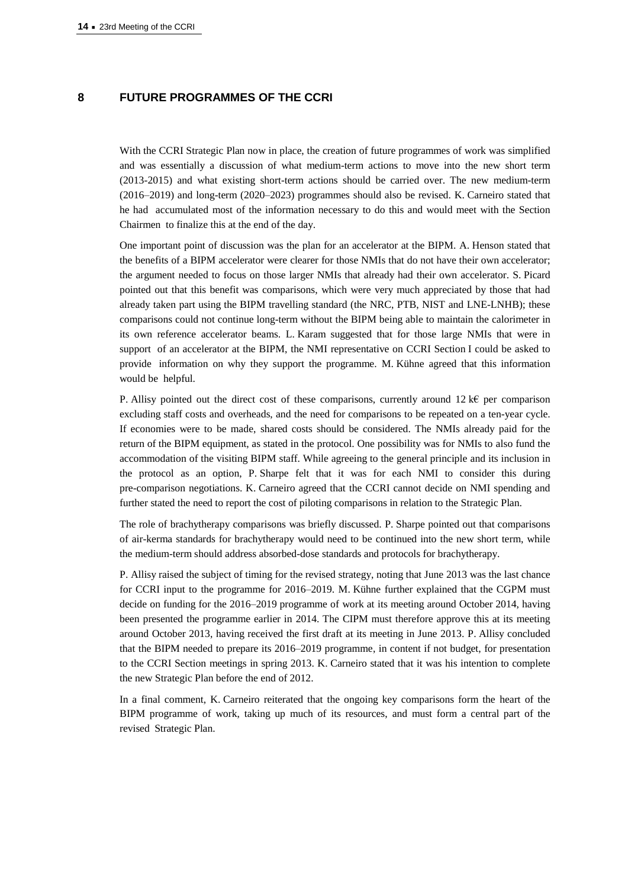## 8 FUTURE PROGRAMMES OF THE CCRI

With the CCRI Strategic Plan now in place, the creation of future programmes of work was simplified and was essentially a discussion of what medium-term actions to move into the new short term (2013-2015) and what existing short-term actions should be carried over. The new medium-term (2016–2019) and long-term (2020–2023) programmes should also be revised. K. Carneiro stated that he had accumulated most of the information necessary to do this and would meet with the Section Chairmen to finalize this at the end of the day.

One important point of discussion was the plan for an accelerator at the BIPM. A. Henson stated that the benefits of a BIPM accelerator were clearer for those NMIs that do not have their own accelerator; the argument needed to focus on those larger NMIs that already had their own accelerator. S. Picard pointed out that this benefit was comparisons, which were very much appreciated by those that had already taken part using the BIPM travelling standard (the NRC, PTB, NIST and LNE-LNHB); these comparisons could not continue long-term without the BIPM being able to maintain the calorimeter in its own reference accelerator beams. L. Karam suggested that for those large NMIs that were in support of an accelerator at the BIPM, the NMI representative on CCRI Section I could be asked to provide information on why they support the programme. M. Kühne agreed that this information would be helpful.

P. Allisy pointed out the direct cost of these comparisons, currently around 12 k€ per comparison excluding staff costs and overheads, and the need for comparisons to be repeated on a ten-year cycle. If economies were to be made, shared costs should be considered. The NMIs already paid for the return of the BIPM equipment, as stated in the protocol. One possibility was for NMIs to also fund the accommodation of the visiting BIPM staff. While agreeing to the general principle and its inclusion in the protocol as an option, P. Sharpe felt that it was for each NMI to consider this during pre-comparison negotiations. K. Carneiro agreed that the CCRI cannot decide on NMI spending and further stated the need to report the cost of piloting comparisons in relation to the Strategic Plan.

The role of brachytherapy comparisons was briefly discussed. P. Sharpe pointed out that comparisons of air-kerma standards for brachytherapy would need to be continued into the new short term, while the medium-term should address absorbed-dose standards and protocols for brachytherapy.

P. Allisy raised the subject of timing for the revised strategy, noting that June 2013 was the last chance for CCRI input to the programme for 2016–2019. M. Kühne further explained that the CGPM must decide on funding for the 2016–2019 programme of work at its meeting around October 2014, having been presented the programme earlier in 2014. The CIPM must therefore approve this at its meeting around October 2013, having received the first draft at its meeting in June 2013. P. Allisy concluded that the BIPM needed to prepare its 2016–2019 programme, in content if not budget, for presentation to the CCRI Section meetings in spring 2013. K. Carneiro stated that it was his intention to complete the new Strategic Plan before the end of 2012.

In a final comment, K. Carneiro reiterated that the ongoing key comparisons form the heart of the BIPM programme of work, taking up much of its resources, and must form a central part of the revised Strategic Plan.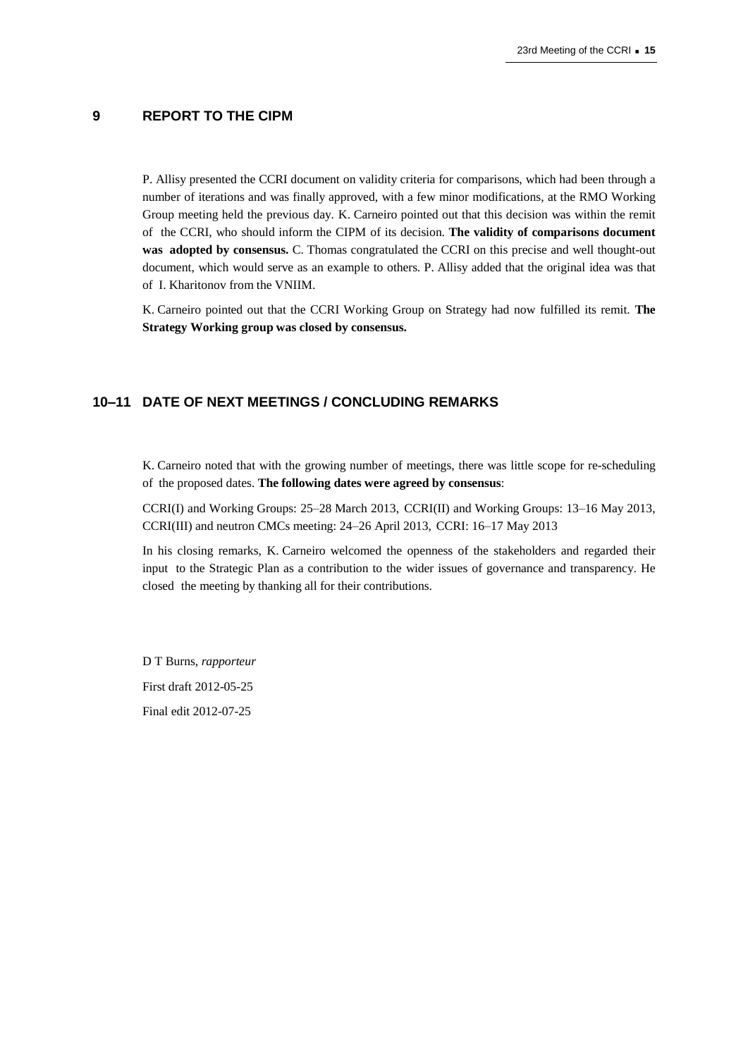## 9 REPORT TO THE CIPM

P. Allisy presented the CCRI document on validity criteria for comparisons, which had been through a number of iterations and was finally approved, with a few minor modifications, at the RMO Working Group meeting held the previous day. K. Carneiro pointed out that this decision was within the remit of the CCRI, who should inform the CIPM of its decision. **The validity of comparisons document was adopted by consensus.** C. Thomas congratulated the CCRI on this precise and well thought-out document, which would serve as an example to others. P. Allisy added that the original idea was that of I. Kharitonov from the VNIIM.

K. Carneiro pointed out that the CCRI Working Group on Strategy had now fulfilled its remit. **The Strategy Working group was closed by consensus.**

## 10–11 DATE OF NEXT MEETINGS / CONCLUDING REMARKS

K. Carneiro noted that with the growing number of meetings, there was little scope for re-scheduling of the proposed dates. **The following dates were agreed by consensus**:

CCRI(I) and Working Groups: 25–28 March 2013, CCRI(II) and Working Groups: 13–16 May 2013, CCRI(III) and neutron CMCs meeting: 24–26 April 2013, CCRI: 16–17 May 2013

In his closing remarks, K. Carneiro welcomed the openness of the stakeholders and regarded their input to the Strategic Plan as a contribution to the wider issues of governance and transparency. He closed the meeting by thanking all for their contributions.

D T Burns, *rapporteur*

First draft 2012-05-25

Final edit 2012-07-25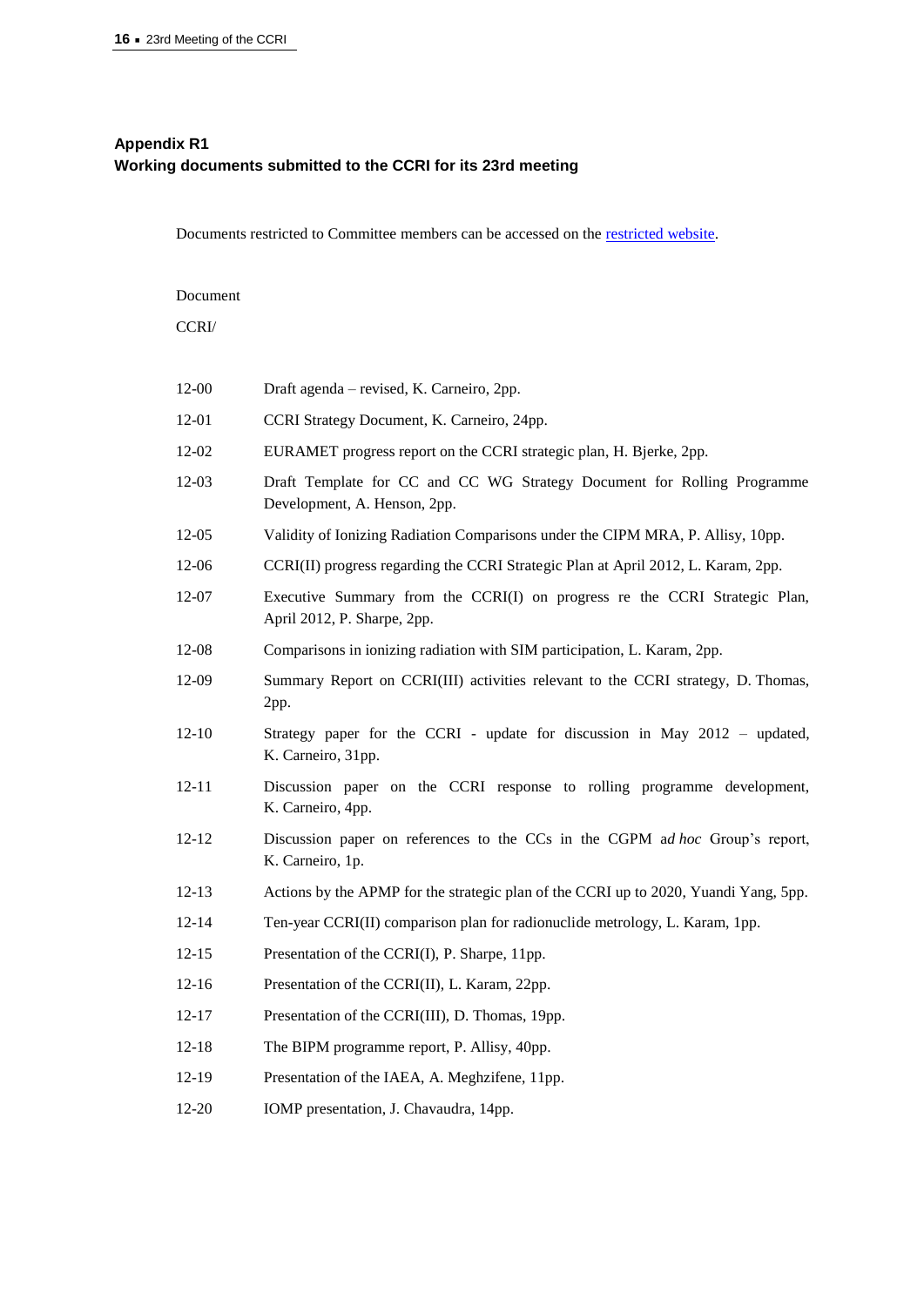## Appendix R1
## Working documents submitted to the CCRI for its 23rd meeting

Documents restricted to Committee members can be accessed on the restricted website.

| Document CCRI/ | |
|---|---|
| 12-00 | Draft agenda – revised, K. Carneiro, 2pp. |
| 12-01 | CCRI Strategy Document, K. Carneiro, 24pp. |
| 12-02 | EURAMET progress report on the CCRI strategic plan, H. Bjerke, 2pp. |
| 12-03 | Draft Template for CC and CC WG Strategy Document for Rolling Programme Development, A. Henson, 2pp. |
| 12-05 | Validity of Ionizing Radiation Comparisons under the CIPM MRA, P. Allisy, 10pp. |
| 12-06 | CCRI(II) progress regarding the CCRI Strategic Plan at April 2012, L. Karam, 2pp. |
| 12-07 | Executive Summary from the CCRI(I) on progress re the CCRI Strategic Plan, April 2012, P. Sharpe, 2pp. |
| 12-08 | Comparisons in ionizing radiation with SIM participation, L. Karam, 2pp. |
| 12-09 | Summary Report on CCRI(III) activities relevant to the CCRI strategy, D. Thomas, 2pp. |
| 12-10 | Strategy paper for the CCRI - update for discussion in May 2012 – updated, K. Carneiro, 31pp. |
| 12-11 | Discussion paper on the CCRI response to rolling programme development, K. Carneiro, 4pp. |
| 12-12 | Discussion paper on references to the CCs in the CGPM a*d hoc* Group's report, K. Carneiro, 1p. |
| 12-13 | Actions by the APMP for the strategic plan of the CCRI up to 2020, Yuandi Yang, 5pp. |
| 12-14 | Ten-year CCRI(II) comparison plan for radionuclide metrology, L. Karam, 1pp. |
| 12-15 | Presentation of the CCRI(I), P. Sharpe, 11pp. |
| 12-16 | Presentation of the CCRI(II), L. Karam, 22pp. |
| 12-17 | Presentation of the CCRI(III), D. Thomas, 19pp. |
| 12-18 | The BIPM programme report, P. Allisy, 40pp. |
| 12-19 | Presentation of the IAEA, A. Meghzifene, 11pp. |
| 12-20 | IOMP presentation, J. Chavaudra, 14pp. |